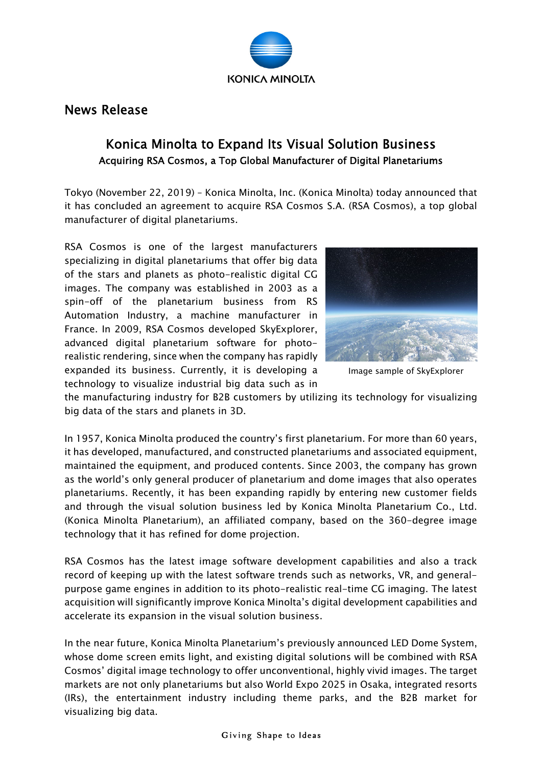# News Release

## Konica Minolta to Expand Its Visual Solution Business

### Acquiring RSA Cosmos, a Top Global Manufacturer of Digital Planetariums

Tokyo (November 22, 2019) – Konica Minolta, Inc. (Konica Minolta) today announced that it has concluded an agreement to acquire RSA Cosmos S.A. (RSA Cosmos), a top global manufacturer of digital planetariums.

RSA Cosmos is one of the largest manufacturers specializing in digital planetariums that offer big data of the stars and planets as photo-realistic digital CG images. The company was established in 2003 as a spin-off of the planetarium business from RS Automation Industry, a machine manufacturer in France. In 2009, RSA Cosmos developed SkyExplorer, advanced digital planetarium software for photo-realistic rendering, since when the company has rapidly expanded its business. Currently, it is developing a technology to visualize industrial big data such as in the manufacturing industry for B2B customers by utilizing its technology for visualizing big data of the stars and planets in 3D.

Image sample of SkyExplorer

In 1957, Konica Minolta produced the country's first planetarium. For more than 60 years, it has developed, manufactured, and constructed planetariums and associated equipment, maintained the equipment, and produced contents. Since 2003, the company has grown as the world's only general producer of planetarium and dome images that also operates planetariums. Recently, it has been expanding rapidly by entering new customer fields and through the visual solution business led by Konica Minolta Planetarium Co., Ltd. (Konica Minolta Planetarium), an affiliated company, based on the 360-degree image technology that it has refined for dome projection.

RSA Cosmos has the latest image software development capabilities and also a track record of keeping up with the latest software trends such as networks, VR, and general-purpose game engines in addition to its photo-realistic real-time CG imaging. The latest acquisition will significantly improve Konica Minolta's digital development capabilities and accelerate its expansion in the visual solution business.

In the near future, Konica Minolta Planetarium's previously announced LED Dome System, whose dome screen emits light, and existing digital solutions will be combined with RSA Cosmos' digital image technology to offer unconventional, highly vivid images. The target markets are not only planetariums but also World Expo 2025 in Osaka, integrated resorts (IRs), the entertainment industry including theme parks, and the B2B market for visualizing big data.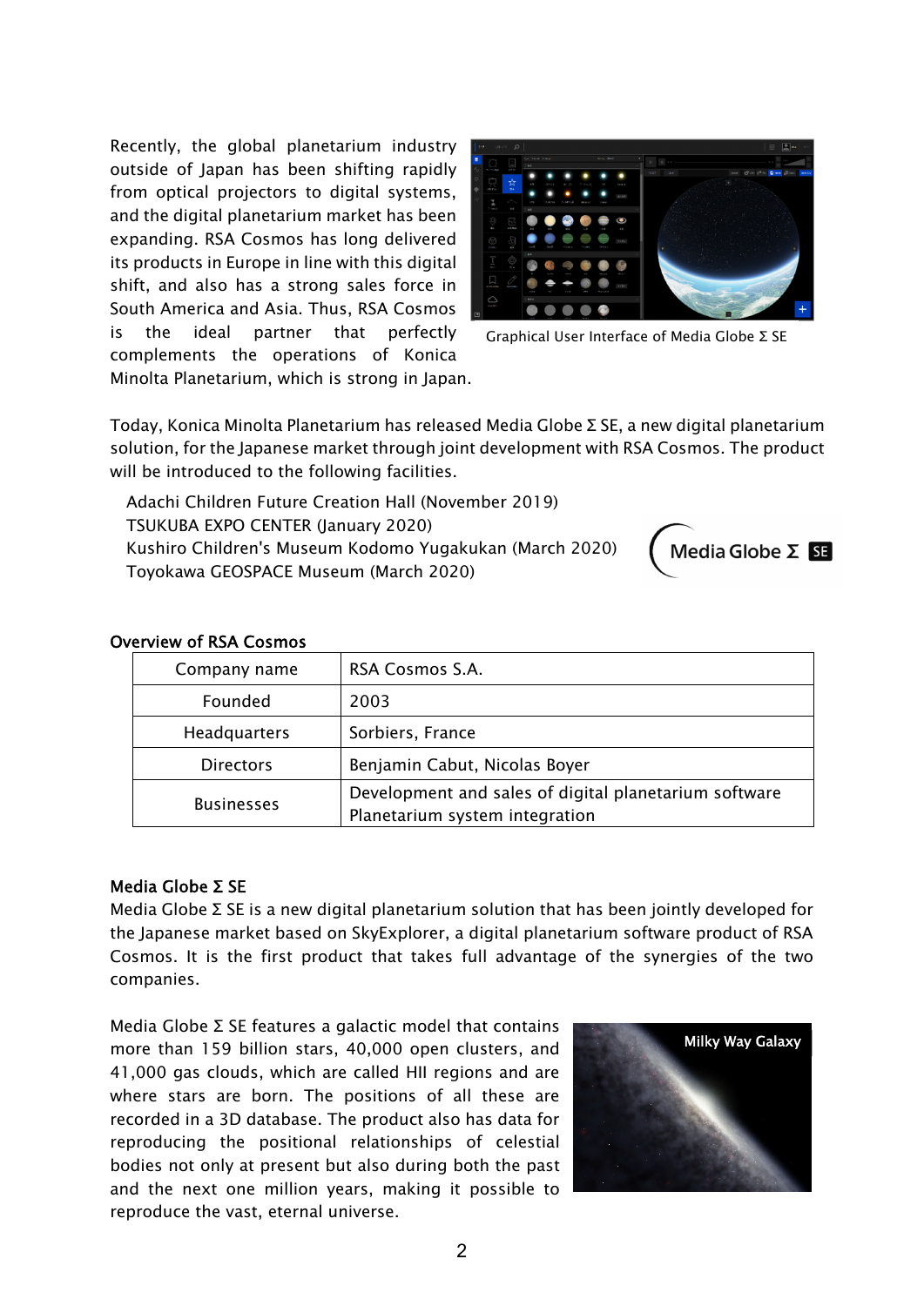Recently, the global planetarium industry outside of Japan has been shifting rapidly from optical projectors to digital systems, and the digital planetarium market has been expanding. RSA Cosmos has long delivered its products in Europe in line with this digital shift, and also has a strong sales force in South America and Asia. Thus, RSA Cosmos is the ideal partner that perfectly complements the operations of Konica Minolta Planetarium, which is strong in Japan.

Graphical User Interface of Media Globe Σ SE

Today, Konica Minolta Planetarium has released Media Globe Σ SE, a new digital planetarium solution, for the Japanese market through joint development with RSA Cosmos. The product will be introduced to the following facilities.

Adachi Children Future Creation Hall (November 2019)
TSUKUBA EXPO CENTER (January 2020)
Kushiro Children's Museum Kodomo Yugakukan (March 2020)
Toyokawa GEOSPACE Museum (March 2020)

### Overview of RSA Cosmos

| Company name | RSA Cosmos S.A. |
|---|---|
| Founded | 2003 |
| Headquarters | Sorbiers, France |
| Directors | Benjamin Cabut, Nicolas Boyer |
| Businesses | Development and sales of digital planetarium software<br>Planetarium system integration |

### Media Globe Σ SE

Media Globe Σ SE is a new digital planetarium solution that has been jointly developed for the Japanese market based on SkyExplorer, a digital planetarium software product of RSA Cosmos. It is the first product that takes full advantage of the synergies of the two companies.

Media Globe Σ SE features a galactic model that contains more than 159 billion stars, 40,000 open clusters, and 41,000 gas clouds, which are called HII regions and are where stars are born. The positions of all these are recorded in a 3D database. The product also has data for reproducing the positional relationships of celestial bodies not only at present but also during both the past and the next one million years, making it possible to reproduce the vast, eternal universe.

Milky Way Galaxy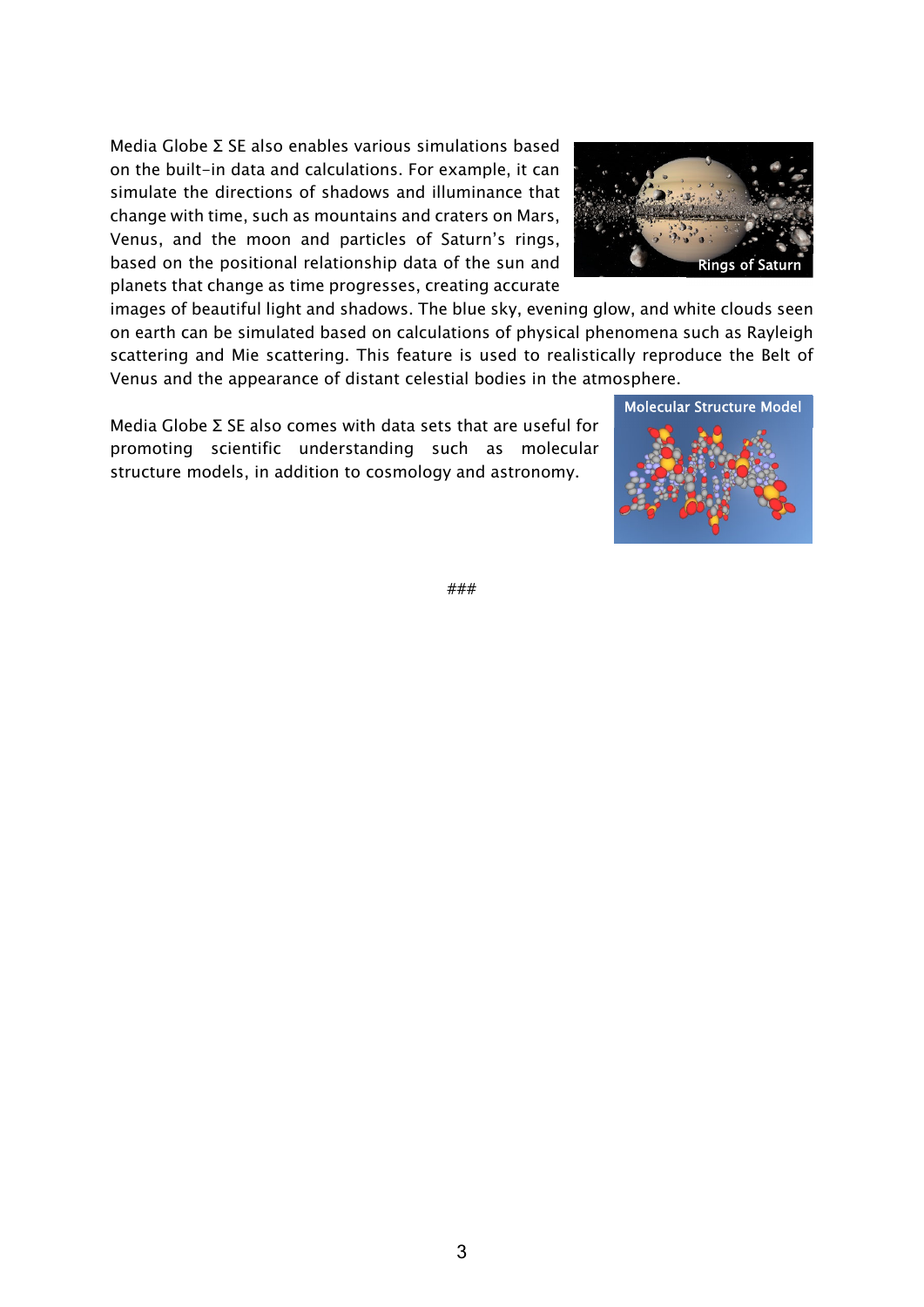Media Globe Σ SE also enables various simulations based on the built-in data and calculations. For example, it can simulate the directions of shadows and illuminance that change with time, such as mountains and craters on Mars, Venus, and the moon and particles of Saturn's rings, based on the positional relationship data of the sun and planets that change as time progresses, creating accurate images of beautiful light and shadows. The blue sky, evening glow, and white clouds seen on earth can be simulated based on calculations of physical phenomena such as Rayleigh scattering and Mie scattering. This feature is used to realistically reproduce the Belt of Venus and the appearance of distant celestial bodies in the atmosphere.

Rings of Saturn

Media Globe Σ SE also comes with data sets that are useful for promoting scientific understanding such as molecular structure models, in addition to cosmology and astronomy.

Molecular Structure Model

###